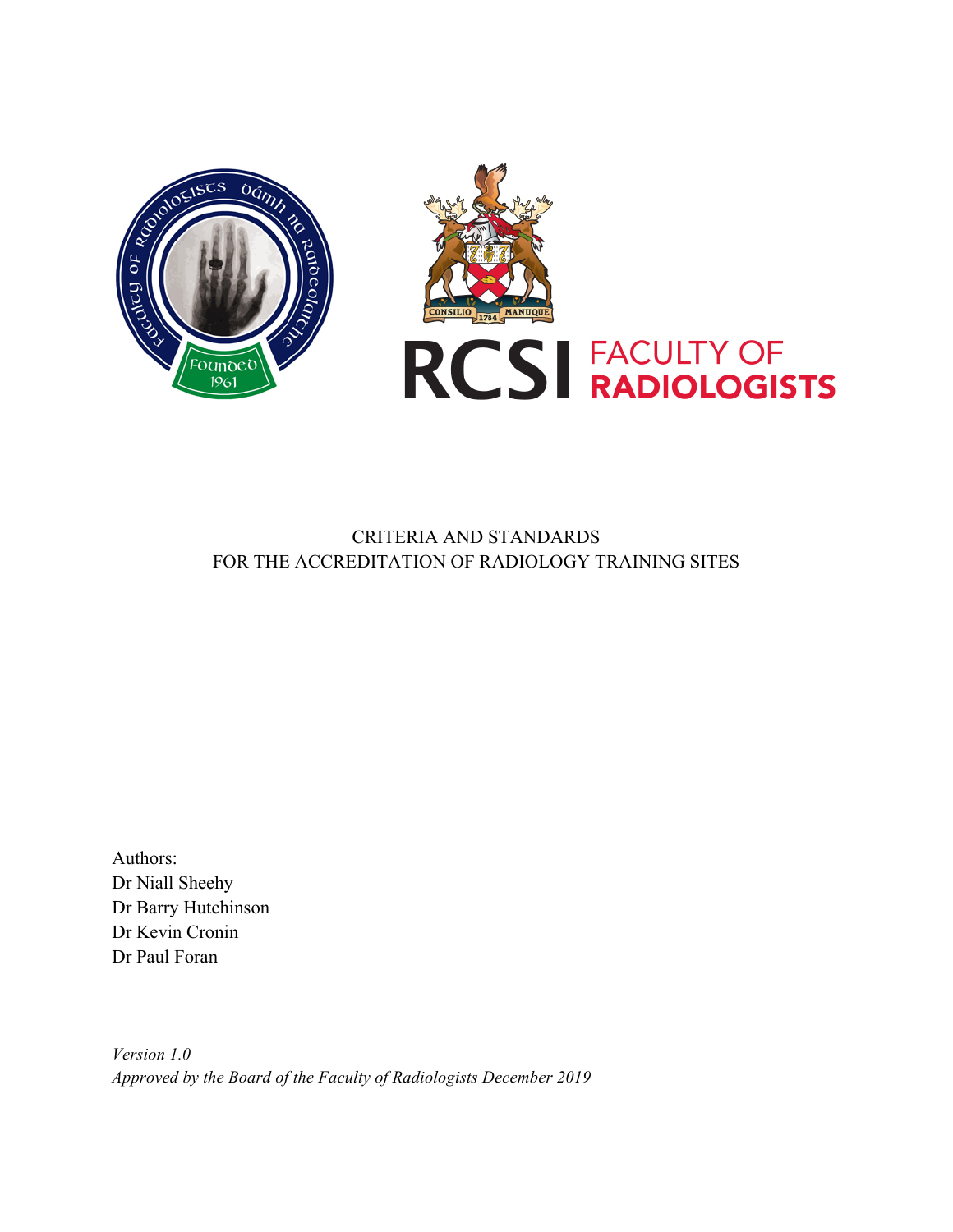RCSI FACULTY OF RADIOLOGISTS

# CRITERIA AND STANDARDS FOR THE ACCREDITATION OF RADIOLOGY TRAINING SITES

Authors:
Dr Niall Sheehy
Dr Barry Hutchinson
Dr Kevin Cronin
Dr Paul Foran

*Version 1.0*
*Approved by the Board of the Faculty of Radiologists December 2019*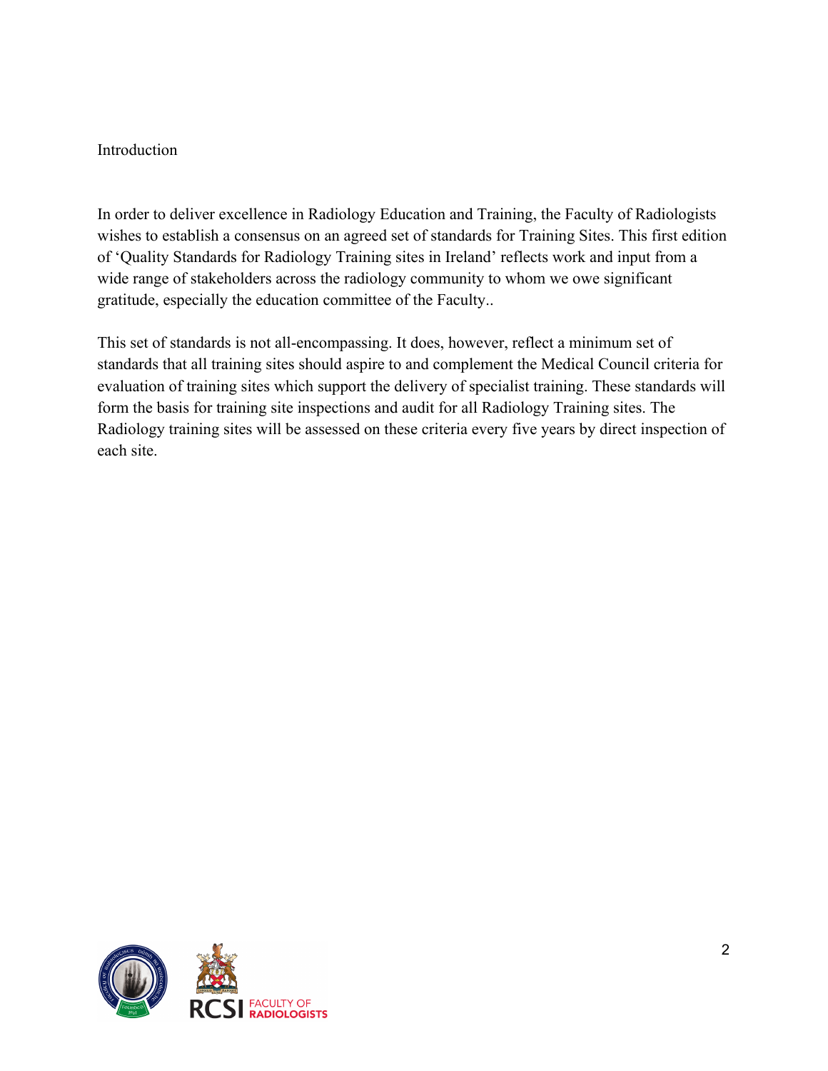# Introduction

In order to deliver excellence in Radiology Education and Training, the Faculty of Radiologists wishes to establish a consensus on an agreed set of standards for Training Sites. This first edition of 'Quality Standards for Radiology Training sites in Ireland' reflects work and input from a wide range of stakeholders across the radiology community to whom we owe significant gratitude, especially the education committee of the Faculty..

This set of standards is not all-encompassing. It does, however, reflect a minimum set of standards that all training sites should aspire to and complement the Medical Council criteria for evaluation of training sites which support the delivery of specialist training. These standards will form the basis for training site inspections and audit for all Radiology Training sites. The Radiology training sites will be assessed on these criteria every five years by direct inspection of each site.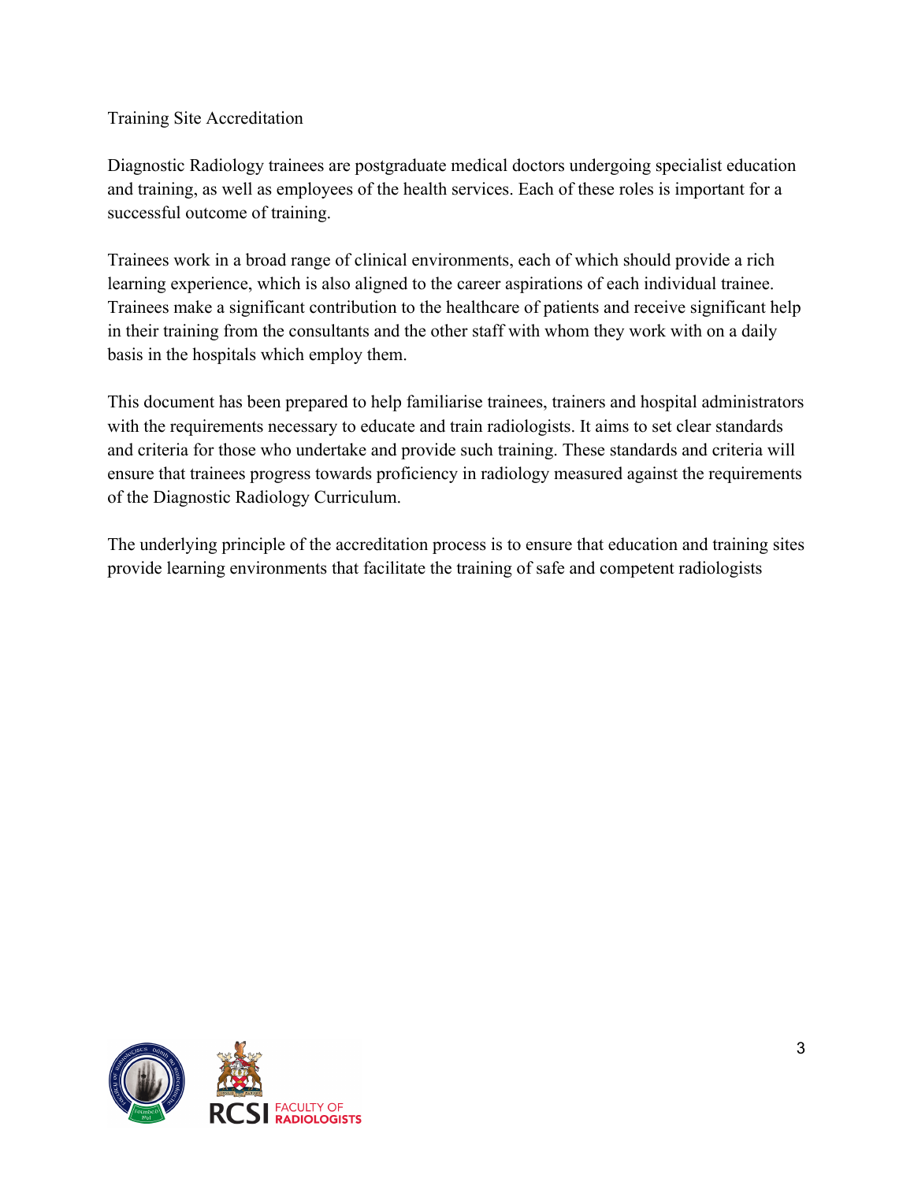# Training Site Accreditation

Diagnostic Radiology trainees are postgraduate medical doctors undergoing specialist education and training, as well as employees of the health services. Each of these roles is important for a successful outcome of training.

Trainees work in a broad range of clinical environments, each of which should provide a rich learning experience, which is also aligned to the career aspirations of each individual trainee. Trainees make a significant contribution to the healthcare of patients and receive significant help in their training from the consultants and the other staff with whom they work with on a daily basis in the hospitals which employ them.

This document has been prepared to help familiarise trainees, trainers and hospital administrators with the requirements necessary to educate and train radiologists. It aims to set clear standards and criteria for those who undertake and provide such training. These standards and criteria will ensure that trainees progress towards proficiency in radiology measured against the requirements of the Diagnostic Radiology Curriculum.

The underlying principle of the accreditation process is to ensure that education and training sites provide learning environments that facilitate the training of safe and competent radiologists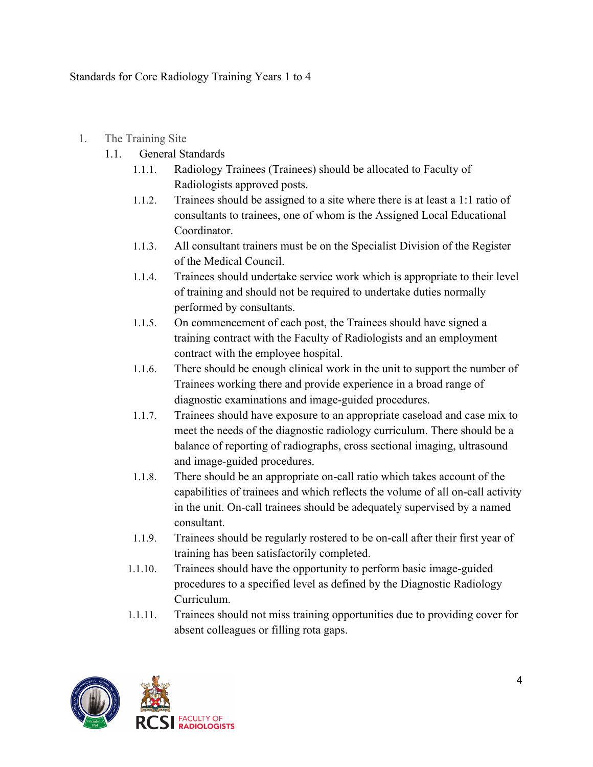Standards for Core Radiology Training Years 1 to 4

1. The Training Site
   1.1. General Standards
      1.1.1. Radiology Trainees (Trainees) should be allocated to Faculty of Radiologists approved posts.
      1.1.2. Trainees should be assigned to a site where there is at least a 1:1 ratio of consultants to trainees, one of whom is the Assigned Local Educational Coordinator.
      1.1.3. All consultant trainers must be on the Specialist Division of the Register of the Medical Council.
      1.1.4. Trainees should undertake service work which is appropriate to their level of training and should not be required to undertake duties normally performed by consultants.
      1.1.5. On commencement of each post, the Trainees should have signed a training contract with the Faculty of Radiologists and an employment contract with the employee hospital.
      1.1.6. There should be enough clinical work in the unit to support the number of Trainees working there and provide experience in a broad range of diagnostic examinations and image-guided procedures.
      1.1.7. Trainees should have exposure to an appropriate caseload and case mix to meet the needs of the diagnostic radiology curriculum. There should be a balance of reporting of radiographs, cross sectional imaging, ultrasound and image-guided procedures.
      1.1.8. There should be an appropriate on-call ratio which takes account of the capabilities of trainees and which reflects the volume of all on-call activity in the unit. On-call trainees should be adequately supervised by a named consultant.
      1.1.9. Trainees should be regularly rostered to be on-call after their first year of training has been satisfactorily completed.
      1.1.10. Trainees should have the opportunity to perform basic image-guided procedures to a specified level as defined by the Diagnostic Radiology Curriculum.
      1.1.11. Trainees should not miss training opportunities due to providing cover for absent colleagues or filling rota gaps.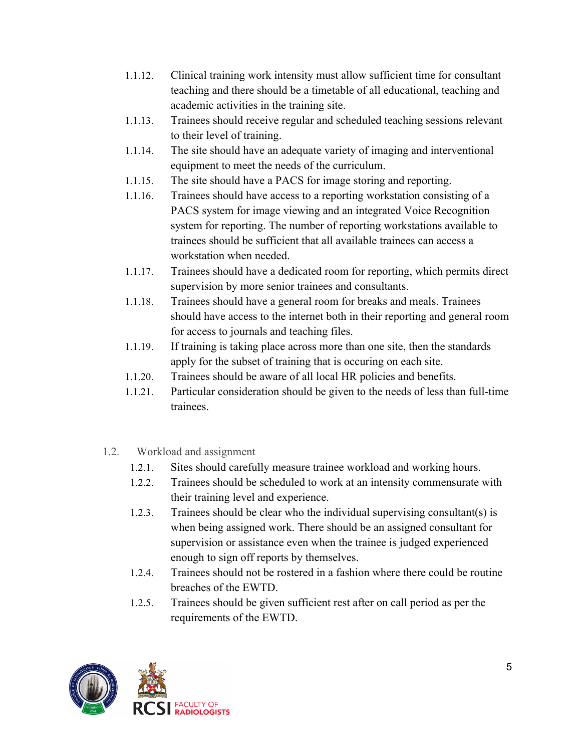1.1.12. Clinical training work intensity must allow sufficient time for consultant teaching and there should be a timetable of all educational, teaching and academic activities in the training site.

1.1.13. Trainees should receive regular and scheduled teaching sessions relevant to their level of training.

1.1.14. The site should have an adequate variety of imaging and interventional equipment to meet the needs of the curriculum.

1.1.15. The site should have a PACS for image storing and reporting.

1.1.16. Trainees should have access to a reporting workstation consisting of a PACS system for image viewing and an integrated Voice Recognition system for reporting. The number of reporting workstations available to trainees should be sufficient that all available trainees can access a workstation when needed.

1.1.17. Trainees should have a dedicated room for reporting, which permits direct supervision by more senior trainees and consultants.

1.1.18. Trainees should have a general room for breaks and meals. Trainees should have access to the internet both in their reporting and general room for access to journals and teaching files.

1.1.19. If training is taking place across more than one site, then the standards apply for the subset of training that is occuring on each site.

1.1.20. Trainees should be aware of all local HR policies and benefits.

1.1.21. Particular consideration should be given to the needs of less than full-time trainees.

## 1.2. Workload and assignment

1.2.1. Sites should carefully measure trainee workload and working hours.

1.2.2. Trainees should be scheduled to work at an intensity commensurate with their training level and experience.

1.2.3. Trainees should be clear who the individual supervising consultant(s) is when being assigned work. There should be an assigned consultant for supervision or assistance even when the trainee is judged experienced enough to sign off reports by themselves.

1.2.4. Trainees should not be rostered in a fashion where there could be routine breaches of the EWTD.

1.2.5. Trainees should be given sufficient rest after on call period as per the requirements of the EWTD.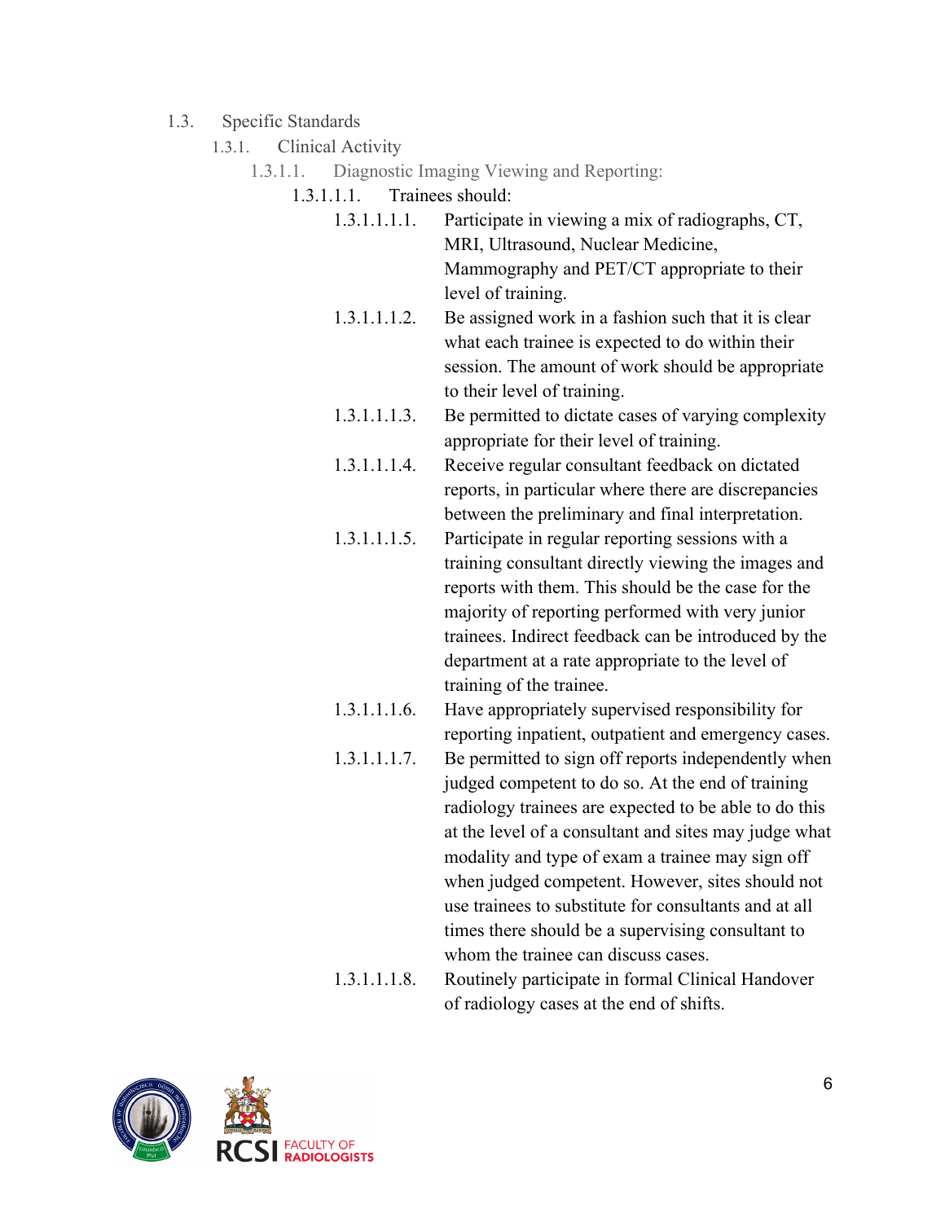- 1.3. Specific Standards
  - 1.3.1. Clinical Activity
    - 1.3.1.1. Diagnostic Imaging Viewing and Reporting:
      - 1.3.1.1.1. Trainees should:
        - 1.3.1.1.1.1. Participate in viewing a mix of radiographs, CT, MRI, Ultrasound, Nuclear Medicine, Mammography and PET/CT appropriate to their level of training.
        - 1.3.1.1.1.2. Be assigned work in a fashion such that it is clear what each trainee is expected to do within their session. The amount of work should be appropriate to their level of training.
        - 1.3.1.1.1.3. Be permitted to dictate cases of varying complexity appropriate for their level of training.
        - 1.3.1.1.1.4. Receive regular consultant feedback on dictated reports, in particular where there are discrepancies between the preliminary and final interpretation.
        - 1.3.1.1.1.5. Participate in regular reporting sessions with a training consultant directly viewing the images and reports with them. This should be the case for the majority of reporting performed with very junior trainees. Indirect feedback can be introduced by the department at a rate appropriate to the level of training of the trainee.
        - 1.3.1.1.1.6. Have appropriately supervised responsibility for reporting inpatient, outpatient and emergency cases.
        - 1.3.1.1.1.7. Be permitted to sign off reports independently when judged competent to do so. At the end of training radiology trainees are expected to be able to do this at the level of a consultant and sites may judge what modality and type of exam a trainee may sign off when judged competent. However, sites should not use trainees to substitute for consultants and at all times there should be a supervising consultant to whom the trainee can discuss cases.
        - 1.3.1.1.1.8. Routinely participate in formal Clinical Handover of radiology cases at the end of shifts.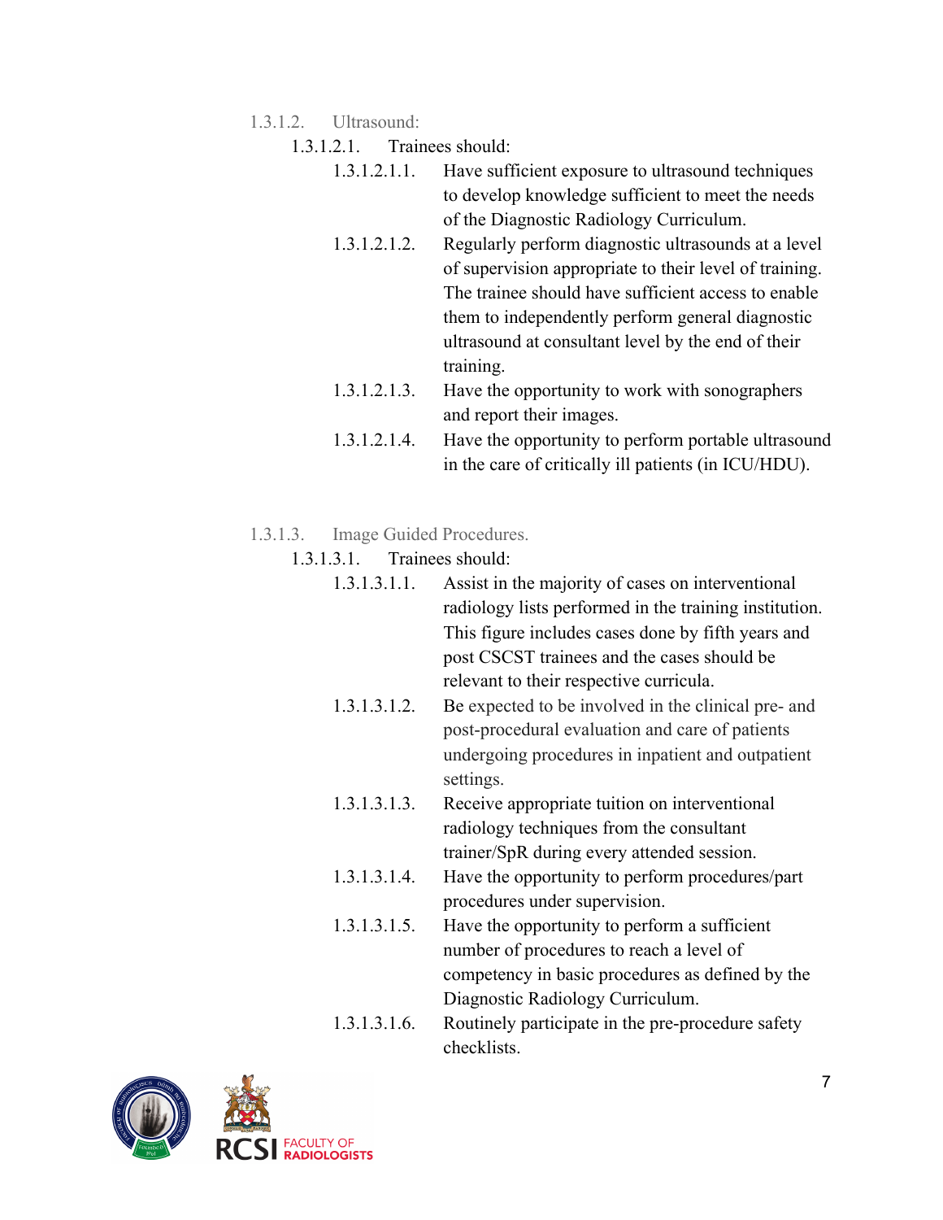1.3.1.2. Ultrasound:

1.3.1.2.1. Trainees should:

- 1.3.1.2.1.1. Have sufficient exposure to ultrasound techniques to develop knowledge sufficient to meet the needs of the Diagnostic Radiology Curriculum.
- 1.3.1.2.1.2. Regularly perform diagnostic ultrasounds at a level of supervision appropriate to their level of training. The trainee should have sufficient access to enable them to independently perform general diagnostic ultrasound at consultant level by the end of their training.
- 1.3.1.2.1.3. Have the opportunity to work with sonographers and report their images.
- 1.3.1.2.1.4. Have the opportunity to perform portable ultrasound in the care of critically ill patients (in ICU/HDU).

1.3.1.3. Image Guided Procedures.

1.3.1.3.1. Trainees should:

- 1.3.1.3.1.1. Assist in the majority of cases on interventional radiology lists performed in the training institution. This figure includes cases done by fifth years and post CSCST trainees and the cases should be relevant to their respective curricula.
- 1.3.1.3.1.2. Be expected to be involved in the clinical pre- and post-procedural evaluation and care of patients undergoing procedures in inpatient and outpatient settings.
- 1.3.1.3.1.3. Receive appropriate tuition on interventional radiology techniques from the consultant trainer/SpR during every attended session.
- 1.3.1.3.1.4. Have the opportunity to perform procedures/part procedures under supervision.
- 1.3.1.3.1.5. Have the opportunity to perform a sufficient number of procedures to reach a level of competency in basic procedures as defined by the Diagnostic Radiology Curriculum.
- 1.3.1.3.1.6. Routinely participate in the pre-procedure safety checklists.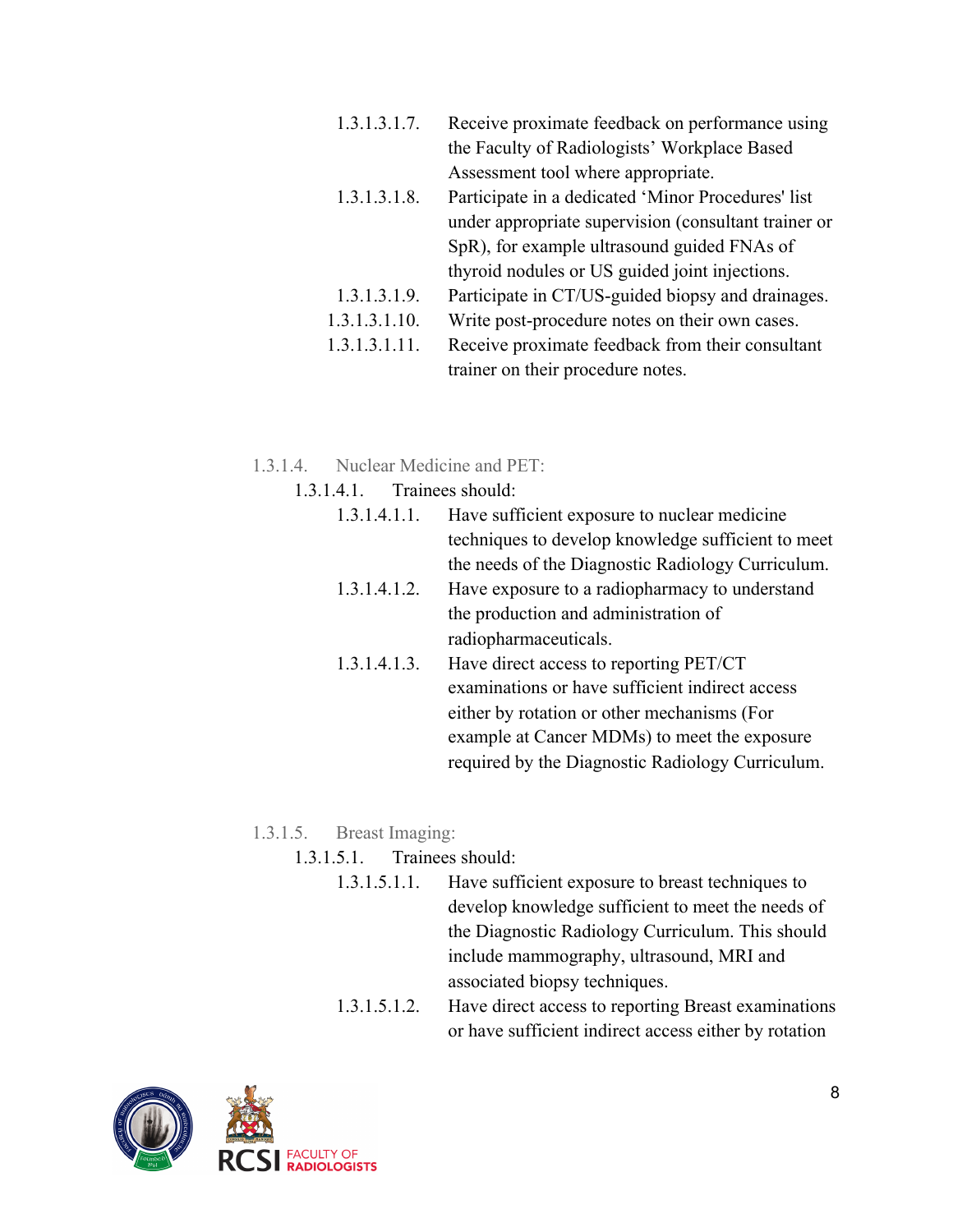- 1.3.1.3.1.7. Receive proximate feedback on performance using the Faculty of Radiologists' Workplace Based Assessment tool where appropriate.
- 1.3.1.3.1.8. Participate in a dedicated 'Minor Procedures' list under appropriate supervision (consultant trainer or SpR), for example ultrasound guided FNAs of thyroid nodules or US guided joint injections.
- 1.3.1.3.1.9. Participate in CT/US-guided biopsy and drainages.
- 1.3.1.3.1.10. Write post-procedure notes on their own cases.
- 1.3.1.3.1.11. Receive proximate feedback from their consultant trainer on their procedure notes.

### 1.3.1.4. Nuclear Medicine and PET:

1.3.1.4.1. Trainees should:

- 1.3.1.4.1.1. Have sufficient exposure to nuclear medicine techniques to develop knowledge sufficient to meet the needs of the Diagnostic Radiology Curriculum.
- 1.3.1.4.1.2. Have exposure to a radiopharmacy to understand the production and administration of radiopharmaceuticals.
- 1.3.1.4.1.3. Have direct access to reporting PET/CT examinations or have sufficient indirect access either by rotation or other mechanisms (For example at Cancer MDMs) to meet the exposure required by the Diagnostic Radiology Curriculum.

### 1.3.1.5. Breast Imaging:

1.3.1.5.1. Trainees should:

- 1.3.1.5.1.1. Have sufficient exposure to breast techniques to develop knowledge sufficient to meet the needs of the Diagnostic Radiology Curriculum. This should include mammography, ultrasound, MRI and associated biopsy techniques.
- 1.3.1.5.1.2. Have direct access to reporting Breast examinations or have sufficient indirect access either by rotation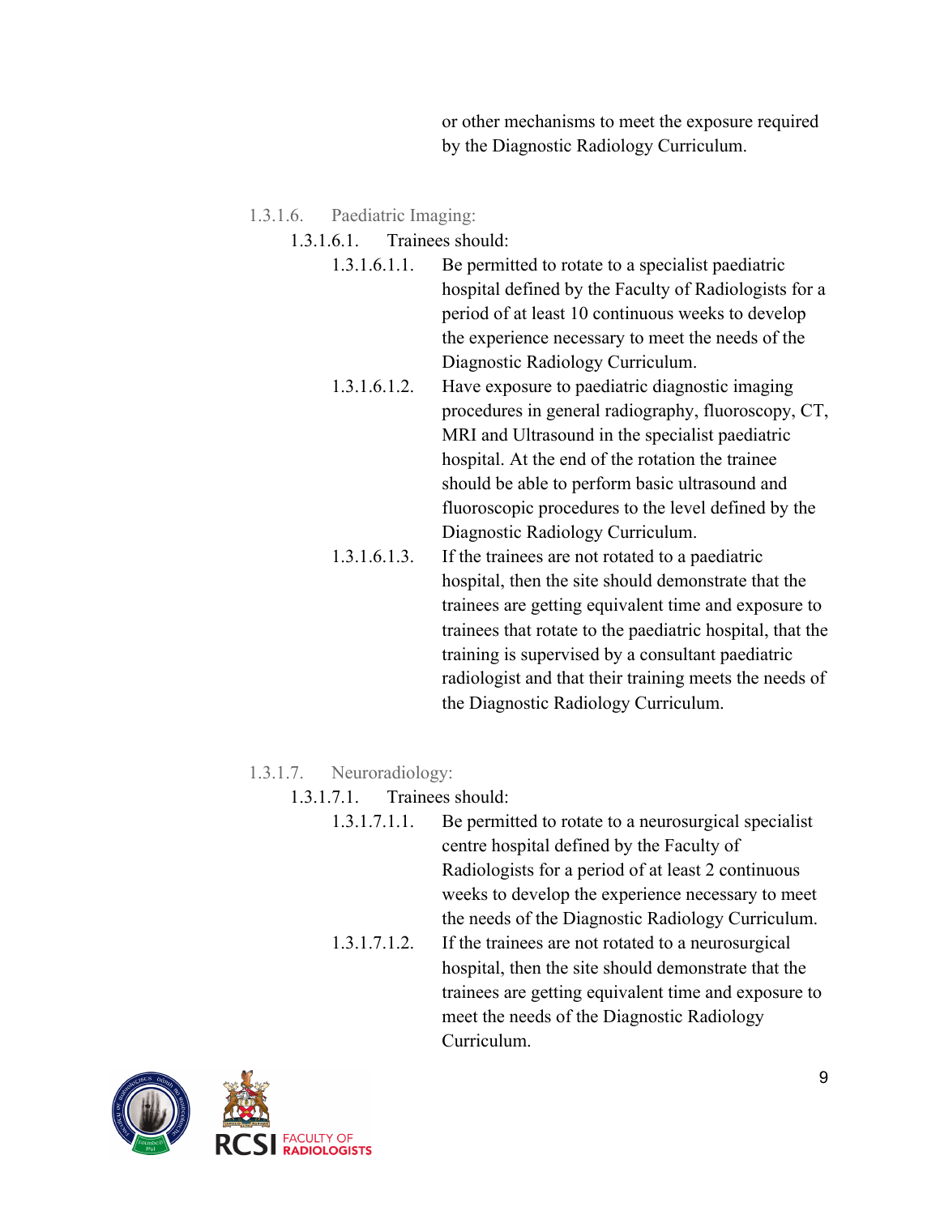or other mechanisms to meet the exposure required by the Diagnostic Radiology Curriculum.

1.3.1.6. Paediatric Imaging:

1.3.1.6.1. Trainees should:

1.3.1.6.1.1. Be permitted to rotate to a specialist paediatric hospital defined by the Faculty of Radiologists for a period of at least 10 continuous weeks to develop the experience necessary to meet the needs of the Diagnostic Radiology Curriculum.

1.3.1.6.1.2. Have exposure to paediatric diagnostic imaging procedures in general radiography, fluoroscopy, CT, MRI and Ultrasound in the specialist paediatric hospital. At the end of the rotation the trainee should be able to perform basic ultrasound and fluoroscopic procedures to the level defined by the Diagnostic Radiology Curriculum.

1.3.1.6.1.3. If the trainees are not rotated to a paediatric hospital, then the site should demonstrate that the trainees are getting equivalent time and exposure to trainees that rotate to the paediatric hospital, that the training is supervised by a consultant paediatric radiologist and that their training meets the needs of the Diagnostic Radiology Curriculum.

1.3.1.7. Neuroradiology:

1.3.1.7.1. Trainees should:

1.3.1.7.1.1. Be permitted to rotate to a neurosurgical specialist centre hospital defined by the Faculty of Radiologists for a period of at least 2 continuous weeks to develop the experience necessary to meet the needs of the Diagnostic Radiology Curriculum.

1.3.1.7.1.2. If the trainees are not rotated to a neurosurgical hospital, then the site should demonstrate that the trainees are getting equivalent time and exposure to meet the needs of the Diagnostic Radiology Curriculum.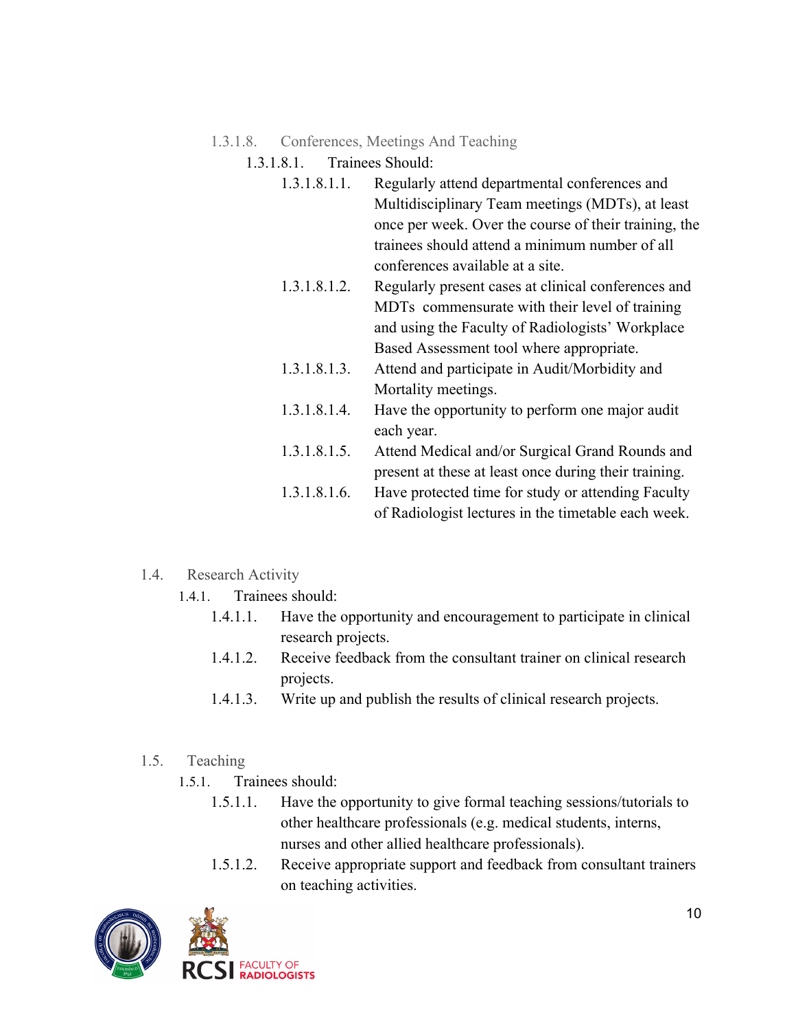#### 1.3.1.8. Conferences, Meetings And Teaching

1.3.1.8.1. Trainees Should:

- 1.3.1.8.1.1. Regularly attend departmental conferences and Multidisciplinary Team meetings (MDTs), at least once per week. Over the course of their training, the trainees should attend a minimum number of all conferences available at a site.
- 1.3.1.8.1.2. Regularly present cases at clinical conferences and MDTs commensurate with their level of training and using the Faculty of Radiologists' Workplace Based Assessment tool where appropriate.
- 1.3.1.8.1.3. Attend and participate in Audit/Morbidity and Mortality meetings.
- 1.3.1.8.1.4. Have the opportunity to perform one major audit each year.
- 1.3.1.8.1.5. Attend Medical and/or Surgical Grand Rounds and present at these at least once during their training.
- 1.3.1.8.1.6. Have protected time for study or attending Faculty of Radiologist lectures in the timetable each week.

## 1.4. Research Activity

1.4.1. Trainees should:

- 1.4.1.1. Have the opportunity and encouragement to participate in clinical research projects.
- 1.4.1.2. Receive feedback from the consultant trainer on clinical research projects.
- 1.4.1.3. Write up and publish the results of clinical research projects.

## 1.5. Teaching

1.5.1. Trainees should:

- 1.5.1.1. Have the opportunity to give formal teaching sessions/tutorials to other healthcare professionals (e.g. medical students, interns, nurses and other allied healthcare professionals).
- 1.5.1.2. Receive appropriate support and feedback from consultant trainers on teaching activities.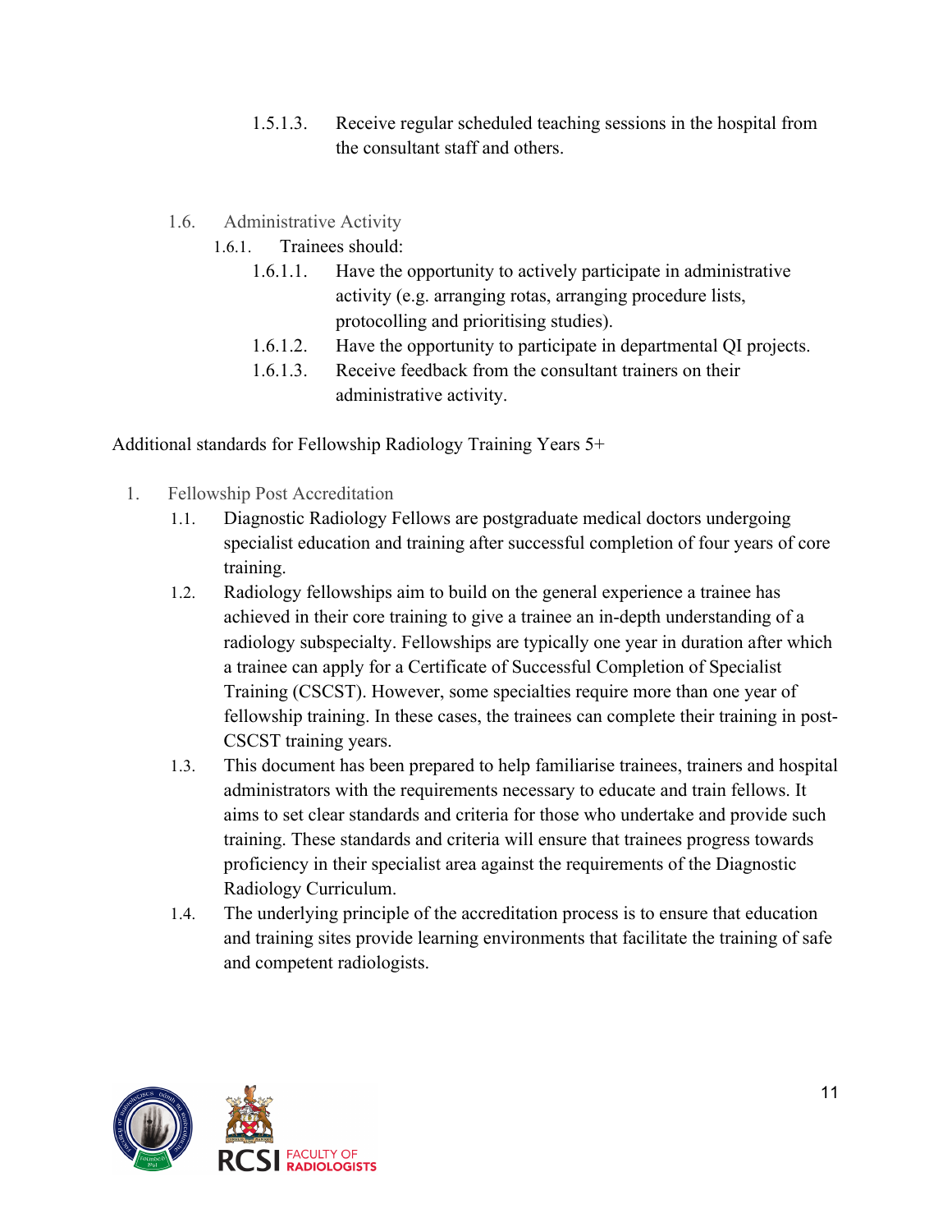1.5.1.3. Receive regular scheduled teaching sessions in the hospital from the consultant staff and others.

1.6. Administrative Activity

1.6.1. Trainees should:

1.6.1.1. Have the opportunity to actively participate in administrative activity (e.g. arranging rotas, arranging procedure lists, protocolling and prioritising studies).

1.6.1.2. Have the opportunity to participate in departmental QI projects.

1.6.1.3. Receive feedback from the consultant trainers on their administrative activity.

Additional standards for Fellowship Radiology Training Years 5+

1. Fellowship Post Accreditation

1.1. Diagnostic Radiology Fellows are postgraduate medical doctors undergoing specialist education and training after successful completion of four years of core training.

1.2. Radiology fellowships aim to build on the general experience a trainee has achieved in their core training to give a trainee an in-depth understanding of a radiology subspecialty. Fellowships are typically one year in duration after which a trainee can apply for a Certificate of Successful Completion of Specialist Training (CSCST). However, some specialties require more than one year of fellowship training. In these cases, the trainees can complete their training in post-CSCST training years.

1.3. This document has been prepared to help familiarise trainees, trainers and hospital administrators with the requirements necessary to educate and train fellows. It aims to set clear standards and criteria for those who undertake and provide such training. These standards and criteria will ensure that trainees progress towards proficiency in their specialist area against the requirements of the Diagnostic Radiology Curriculum.

1.4. The underlying principle of the accreditation process is to ensure that education and training sites provide learning environments that facilitate the training of safe and competent radiologists.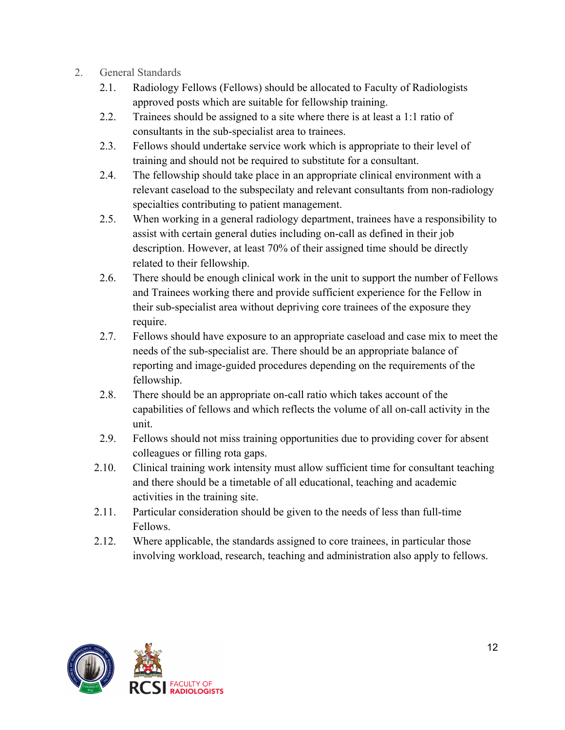2. General Standards
   - 2.1. Radiology Fellows (Fellows) should be allocated to Faculty of Radiologists approved posts which are suitable for fellowship training.
   - 2.2. Trainees should be assigned to a site where there is at least a 1:1 ratio of consultants in the sub-specialist area to trainees.
   - 2.3. Fellows should undertake service work which is appropriate to their level of training and should not be required to substitute for a consultant.
   - 2.4. The fellowship should take place in an appropriate clinical environment with a relevant caseload to the subspecilaty and relevant consultants from non-radiology specialties contributing to patient management.
   - 2.5. When working in a general radiology department, trainees have a responsibility to assist with certain general duties including on-call as defined in their job description. However, at least 70% of their assigned time should be directly related to their fellowship.
   - 2.6. There should be enough clinical work in the unit to support the number of Fellows and Trainees working there and provide sufficient experience for the Fellow in their sub-specialist area without depriving core trainees of the exposure they require.
   - 2.7. Fellows should have exposure to an appropriate caseload and case mix to meet the needs of the sub-specialist are. There should be an appropriate balance of reporting and image-guided procedures depending on the requirements of the fellowship.
   - 2.8. There should be an appropriate on-call ratio which takes account of the capabilities of fellows and which reflects the volume of all on-call activity in the unit.
   - 2.9. Fellows should not miss training opportunities due to providing cover for absent colleagues or filling rota gaps.
   - 2.10. Clinical training work intensity must allow sufficient time for consultant teaching and there should be a timetable of all educational, teaching and academic activities in the training site.
   - 2.11. Particular consideration should be given to the needs of less than full-time Fellows.
   - 2.12. Where applicable, the standards assigned to core trainees, in particular those involving workload, research, teaching and administration also apply to fellows.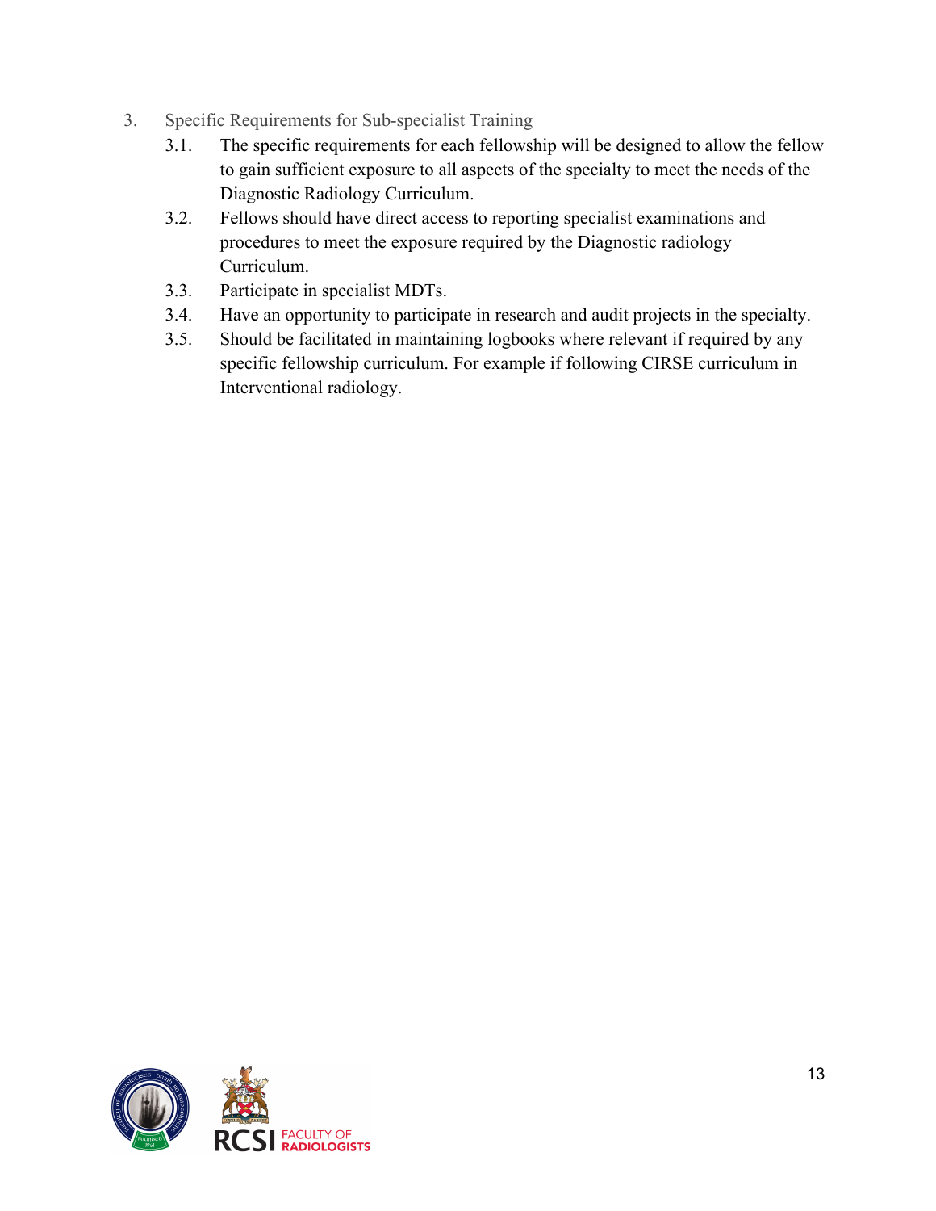3. Specific Requirements for Sub-specialist Training
    3.1. The specific requirements for each fellowship will be designed to allow the fellow to gain sufficient exposure to all aspects of the specialty to meet the needs of the Diagnostic Radiology Curriculum.
    3.2. Fellows should have direct access to reporting specialist examinations and procedures to meet the exposure required by the Diagnostic radiology Curriculum.
    3.3. Participate in specialist MDTs.
    3.4. Have an opportunity to participate in research and audit projects in the specialty.
    3.5. Should be facilitated in maintaining logbooks where relevant if required by any specific fellowship curriculum. For example if following CIRSE curriculum in Interventional radiology.